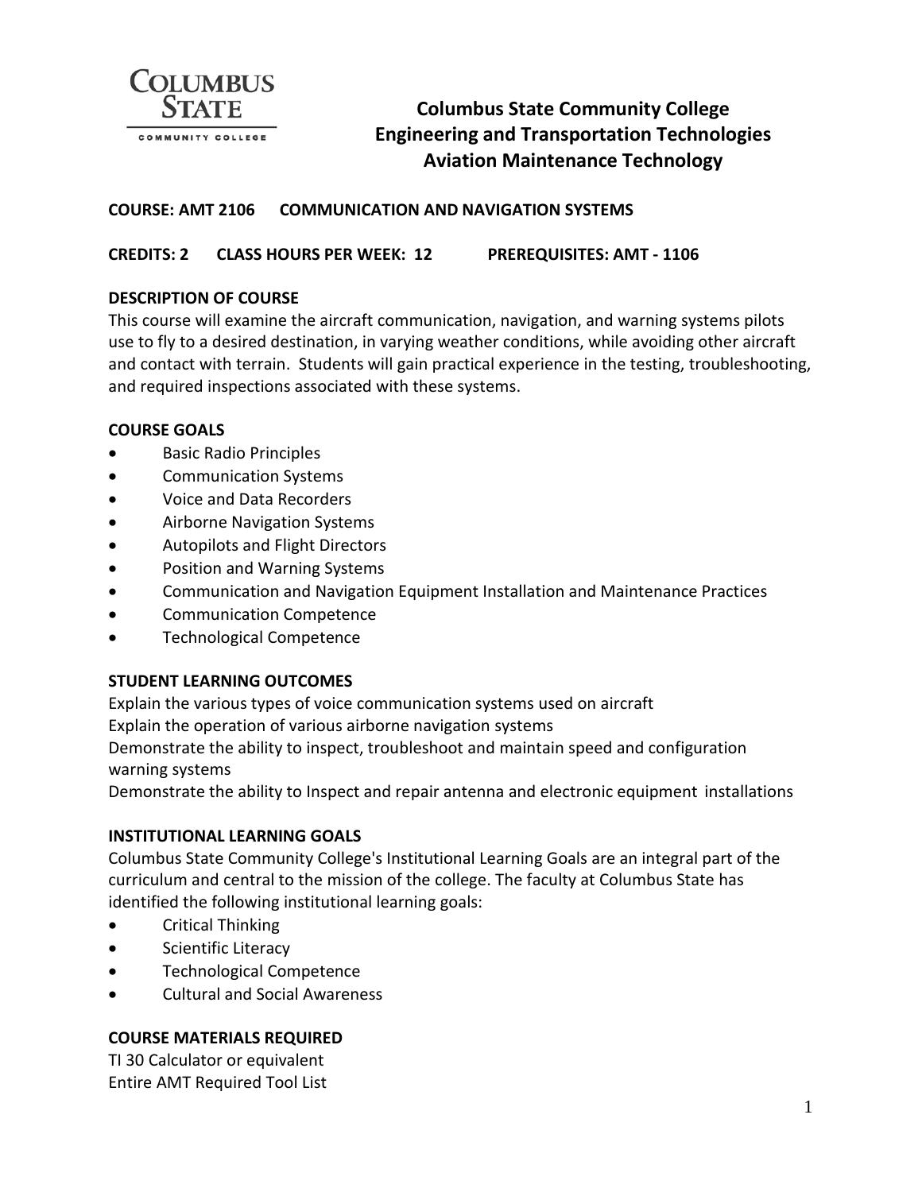# Columbus State Community College
# Engineering and Transportation Technologies
# Aviation Maintenance Technology

**COURSE: AMT 2106 COMMUNICATION AND NAVIGATION SYSTEMS**

**CREDITS: 2 CLASS HOURS PER WEEK: 12 PREREQUISITES: AMT - 1106**

## DESCRIPTION OF COURSE

This course will examine the aircraft communication, navigation, and warning systems pilots use to fly to a desired destination, in varying weather conditions, while avoiding other aircraft and contact with terrain. Students will gain practical experience in the testing, troubleshooting, and required inspections associated with these systems.

## COURSE GOALS

- Basic Radio Principles
- Communication Systems
- Voice and Data Recorders
- Airborne Navigation Systems
- Autopilots and Flight Directors
- Position and Warning Systems
- Communication and Navigation Equipment Installation and Maintenance Practices
- Communication Competence
- Technological Competence

## STUDENT LEARNING OUTCOMES

Explain the various types of voice communication systems used on aircraft
Explain the operation of various airborne navigation systems
Demonstrate the ability to inspect, troubleshoot and maintain speed and configuration warning systems
Demonstrate the ability to Inspect and repair antenna and electronic equipment installations

## INSTITUTIONAL LEARNING GOALS

Columbus State Community College's Institutional Learning Goals are an integral part of the curriculum and central to the mission of the college. The faculty at Columbus State has identified the following institutional learning goals:

- Critical Thinking
- Scientific Literacy
- Technological Competence
- Cultural and Social Awareness

## COURSE MATERIALS REQUIRED

TI 30 Calculator or equivalent
Entire AMT Required Tool List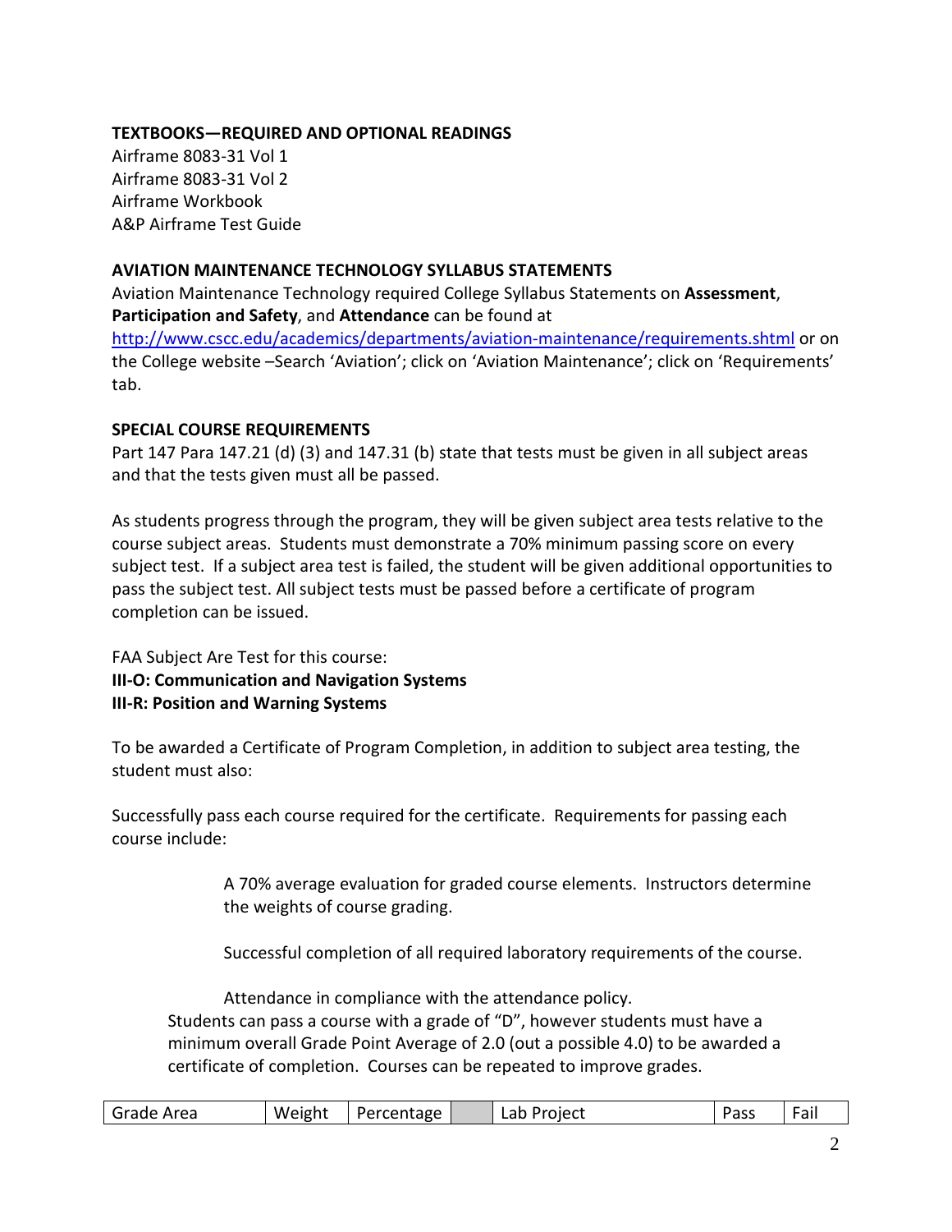**TEXTBOOKS—REQUIRED AND OPTIONAL READINGS**
Airframe 8083-31 Vol 1
Airframe 8083-31 Vol 2
Airframe Workbook
A&P Airframe Test Guide

**AVIATION MAINTENANCE TECHNOLOGY SYLLABUS STATEMENTS**
Aviation Maintenance Technology required College Syllabus Statements on **Assessment**, **Participation and Safety**, and **Attendance** can be found at http://www.cscc.edu/academics/departments/aviation-maintenance/requirements.shtml or on the College website –Search 'Aviation'; click on 'Aviation Maintenance'; click on 'Requirements' tab.

**SPECIAL COURSE REQUIREMENTS**
Part 147 Para 147.21 (d) (3) and 147.31 (b) state that tests must be given in all subject areas and that the tests given must all be passed.

As students progress through the program, they will be given subject area tests relative to the course subject areas. Students must demonstrate a 70% minimum passing score on every subject test. If a subject area test is failed, the student will be given additional opportunities to pass the subject test. All subject tests must be passed before a certificate of program completion can be issued.

FAA Subject Are Test for this course:
**III-O: Communication and Navigation Systems**
**III-R: Position and Warning Systems**

To be awarded a Certificate of Program Completion, in addition to subject area testing, the student must also:

Successfully pass each course required for the certificate. Requirements for passing each course include:

> A 70% average evaluation for graded course elements. Instructors determine the weights of course grading.
>
> Successful completion of all required laboratory requirements of the course.
>
> Attendance in compliance with the attendance policy.

Students can pass a course with a grade of "D", however students must have a minimum overall Grade Point Average of 2.0 (out a possible 4.0) to be awarded a certificate of completion. Courses can be repeated to improve grades.

| Grade Area | Weight | Percentage | | Lab Project | Pass | Fail |
|---|---|---|---|---|---|---|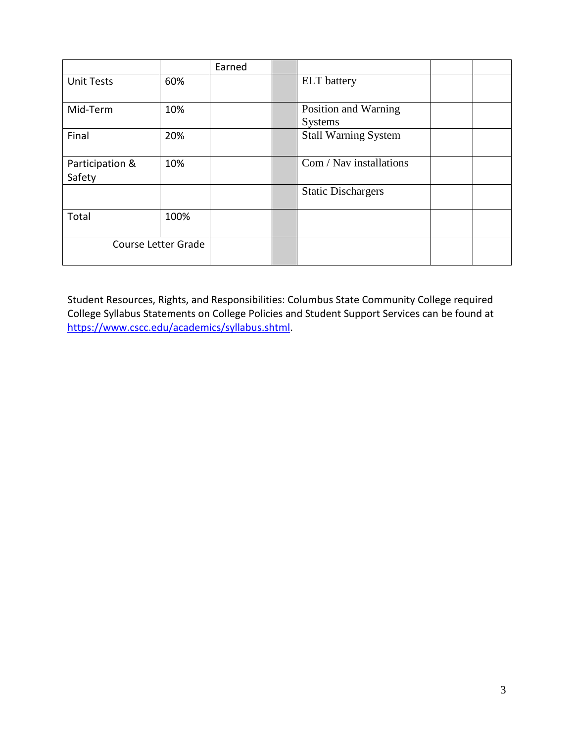| | | Earned | | | | |
|---|---|---|---|---|---|---|
| Unit Tests | 60% | | | ELT battery | | |
| Mid-Term | 10% | | | Position and Warning Systems | | |
| Final | 20% | | | Stall Warning System | | |
| Participation & Safety | 10% | | | Com / Nav installations | | |
| | | | | Static Dischargers | | |
| Total | 100% | | | | | |
| Course Letter Grade | | | | | | |

Student Resources, Rights, and Responsibilities: Columbus State Community College required College Syllabus Statements on College Policies and Student Support Services can be found at https://www.cscc.edu/academics/syllabus.shtml.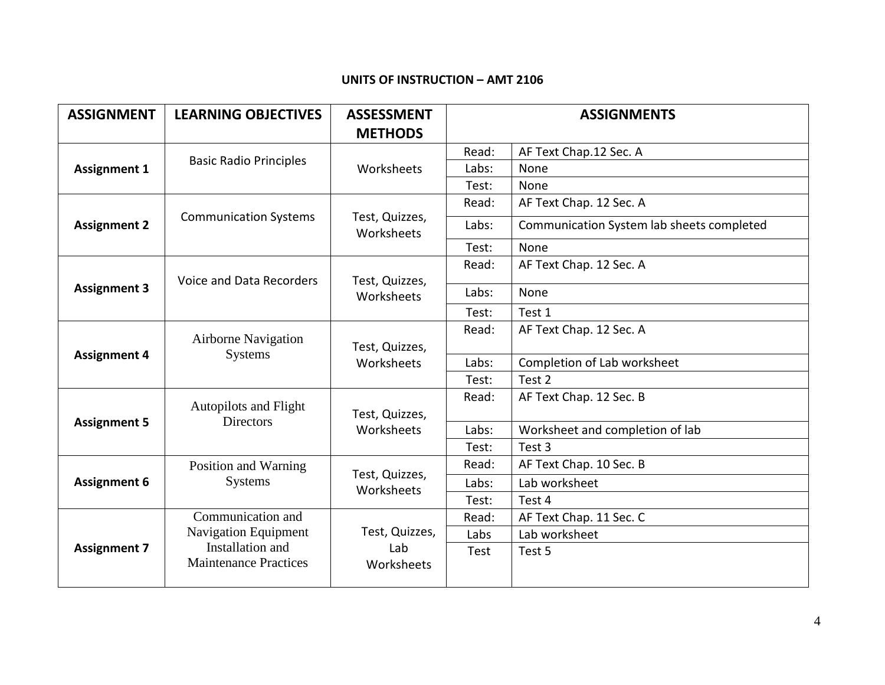**UNITS OF INSTRUCTION – AMT 2106**

| ASSIGNMENT | LEARNING OBJECTIVES | ASSESSMENT METHODS | ASSIGNMENTS | |
|---|---|---|---|---|
| **Assignment 1** | Basic Radio Principles | Worksheets | Read: | AF Text Chap.12 Sec. A |
| | | | Labs: | None |
| | | | Test: | None |
| **Assignment 2** | Communication Systems | Test, Quizzes, Worksheets | Read: | AF Text Chap. 12 Sec. A |
| | | | Labs: | Communication System lab sheets completed |
| | | | Test: | None |
| **Assignment 3** | Voice and Data Recorders | Test, Quizzes, Worksheets | Read: | AF Text Chap. 12 Sec. A |
| | | | Labs: | None |
| | | | Test: | Test 1 |
| **Assignment 4** | Airborne Navigation Systems | Test, Quizzes, Worksheets | Read: | AF Text Chap. 12 Sec. A |
| | | | Labs: | Completion of Lab worksheet |
| | | | Test: | Test 2 |
| **Assignment 5** | Autopilots and Flight Directors | Test, Quizzes, Worksheets | Read: | AF Text Chap. 12 Sec. B |
| | | | Labs: | Worksheet and completion of lab |
| | | | Test: | Test 3 |
| **Assignment 6** | Position and Warning Systems | Test, Quizzes, Worksheets | Read: | AF Text Chap. 10 Sec. B |
| | | | Labs: | Lab worksheet |
| | | | Test: | Test 4 |
| **Assignment 7** | Communication and Navigation Equipment Installation and Maintenance Practices | Test, Quizzes, Lab Worksheets | Read: | AF Text Chap. 11 Sec. C |
| | | | Labs | Lab worksheet |
| | | | Test | Test 5 |